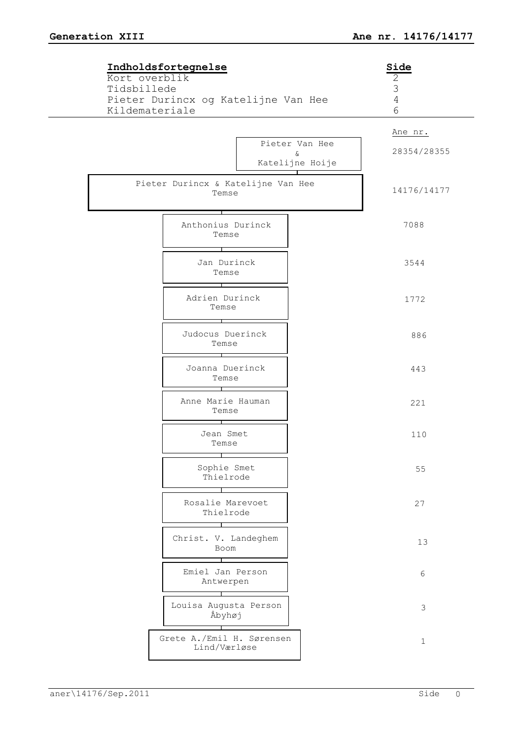**Generation XIII** | **Ane nr. 14176/14177**

| **Indholdsfortegnelse** | **Side** |
|---|---|
| Kort overblik | 2 |
| Tidsbillede | 3 |
| Pieter Durincx og Katelijne Van Hee | 4 |
| Kildemateriale | 6 |

| | Ane nr. |
|---|---|
| Pieter Van Hee & Katelijne Hoije | 28354/28355 |
| Pieter Durincx & Katelijne Van Hee, Temse | 14176/14177 |
| Anthonius Durinck, Temse | 7088 |
| Jan Durinck, Temse | 3544 |
| Adrien Durinck, Temse | 1772 |
| Judocus Duerinck, Temse | 886 |
| Joanna Duerinck, Temse | 443 |
| Anne Marie Hauman, Temse | 221 |
| Jean Smet, Temse | 110 |
| Sophie Smet, Thielrode | 55 |
| Rosalie Marevoet, Thielrode | 27 |
| Christ. V. Landeghem, Boom | 13 |
| Emiel Jan Person, Antwerpen | 6 |
| Louisa Augusta Person, Åbyhøj | 3 |
| Grete A./Emil H. Sørensen, Lind/Værløse | 1 |

aner\14176/Sep.2011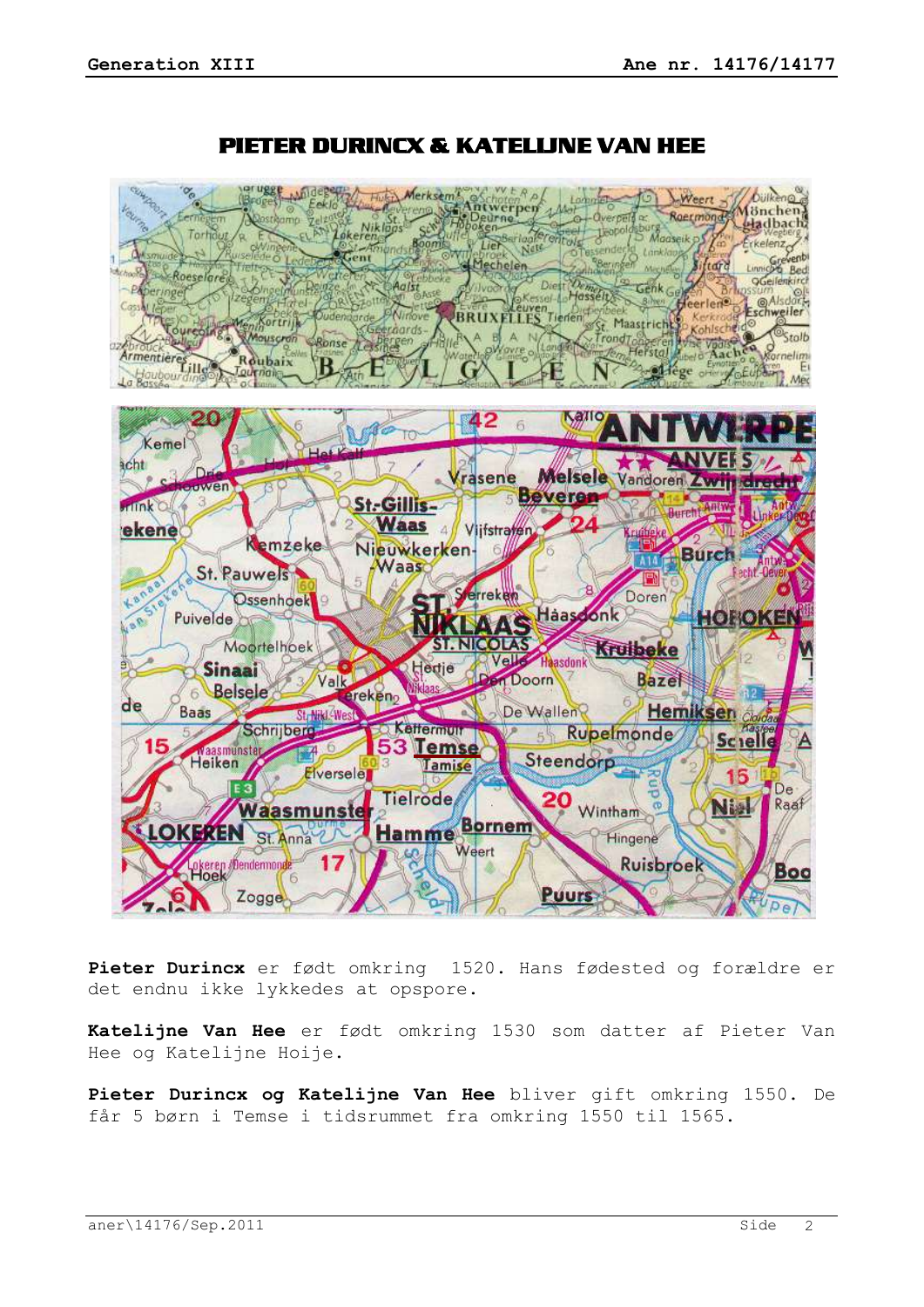# PIETER DURINCX & KATELIJNE VAN HEE

**Pieter Durincx** er født omkring 1520. Hans fødested og forældre er det endnu ikke lykkedes at opspore.

**Katelijne Van Hee** er født omkring 1530 som datter af Pieter Van Hee og Katelijne Hoije.

**Pieter Durincx og Katelijne Van Hee** bliver gift omkring 1550. De får 5 børn i Temse i tidsrummet fra omkring 1550 til 1565.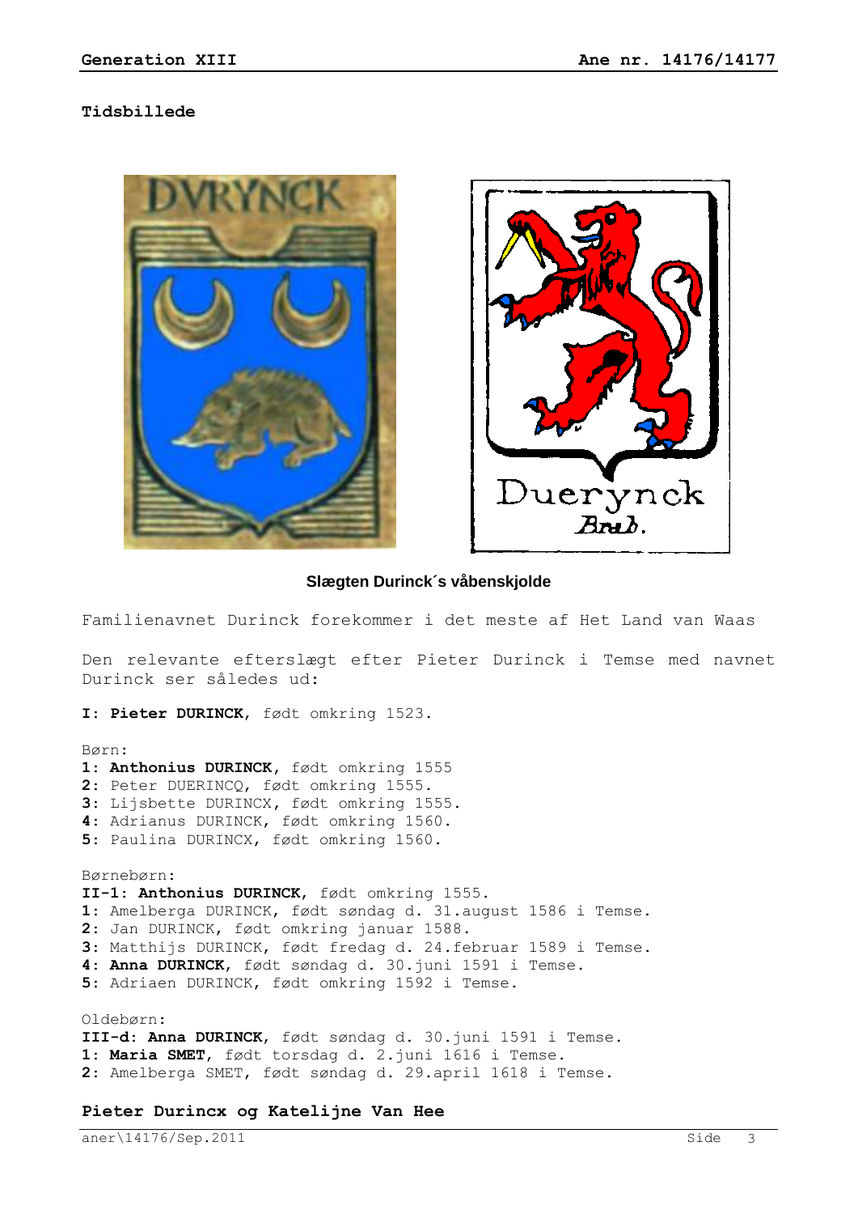## Tidsbillede

Slægten Durinck´s våbenskjolde

Familienavnet Durinck forekommer i det meste af Het Land van Waas

Den relevante efterslægt efter Pieter Durinck i Temse med navnet Durinck ser således ud:

**I: Pieter DURINCK**, født omkring 1523.

Børn:
**1**: **Anthonius DURINCK**, født omkring 1555
**2**: Peter DUERINCQ, født omkring 1555.
**3**: Lijsbette DURINCX, født omkring 1555.
**4**: Adrianus DURINCK, født omkring 1560.
**5**: Paulina DURINCX, født omkring 1560.

Børnebørn:
**II-1: Anthonius DURINCK**, født omkring 1555.
**1**: Amelberga DURINCK, født søndag d. 31.august 1586 i Temse.
**2**: Jan DURINCK, født omkring januar 1588.
**3**: Matthijs DURINCK, født fredag d. 24.februar 1589 i Temse.
**4**: **Anna DURINCK**, født søndag d. 30.juni 1591 i Temse.
**5**: Adriaen DURINCK, født omkring 1592 i Temse.

Oldebørn:
**III-d: Anna DURINCK**, født søndag d. 30.juni 1591 i Temse.
**1**: **Maria SMET**, født torsdag d. 2.juni 1616 i Temse.
**2**: Amelberga SMET, født søndag d. 29.april 1618 i Temse.

### Pieter Durincx og Katelijne Van Hee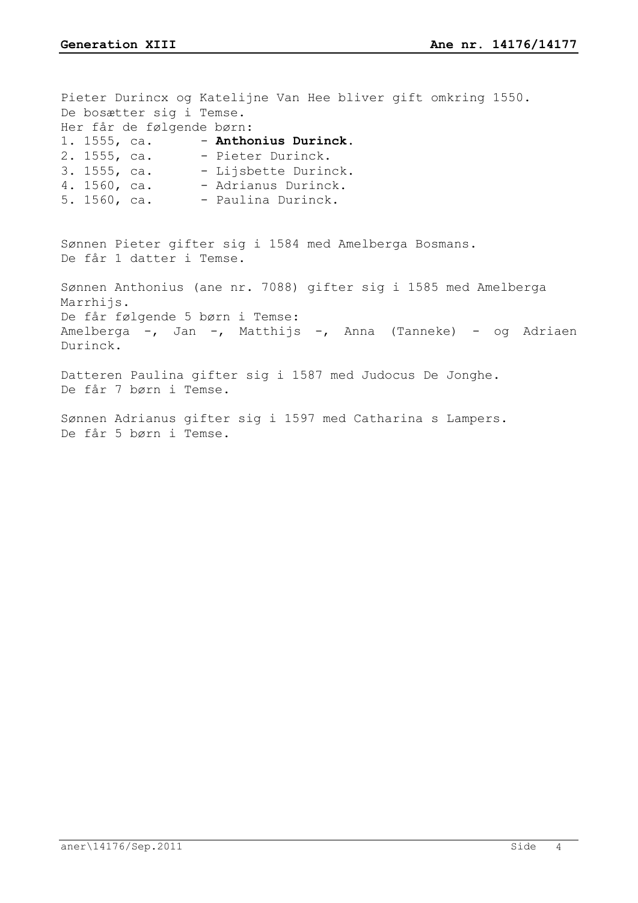Pieter Durincx og Katelijne Van Hee bliver gift omkring 1550.
De bosætter sig i Temse.
Her får de følgende børn:

1. 1555, ca. - **Anthonius Durinck**.
2. 1555, ca. - Pieter Durinck.
3. 1555, ca. - Lijsbette Durinck.
4. 1560, ca. - Adrianus Durinck.
5. 1560, ca. - Paulina Durinck.

Sønnen Pieter gifter sig i 1584 med Amelberga Bosmans.
De får 1 datter i Temse.

Sønnen Anthonius (ane nr. 7088) gifter sig i 1585 med Amelberga Marrhijs.
De får følgende 5 børn i Temse:
Amelberga -, Jan -, Matthijs -, Anna (Tanneke) - og Adriaen Durinck.

Datteren Paulina gifter sig i 1587 med Judocus De Jonghe.
De får 7 børn i Temse.

Sønnen Adrianus gifter sig i 1597 med Catharina s Lampers.
De får 5 børn i Temse.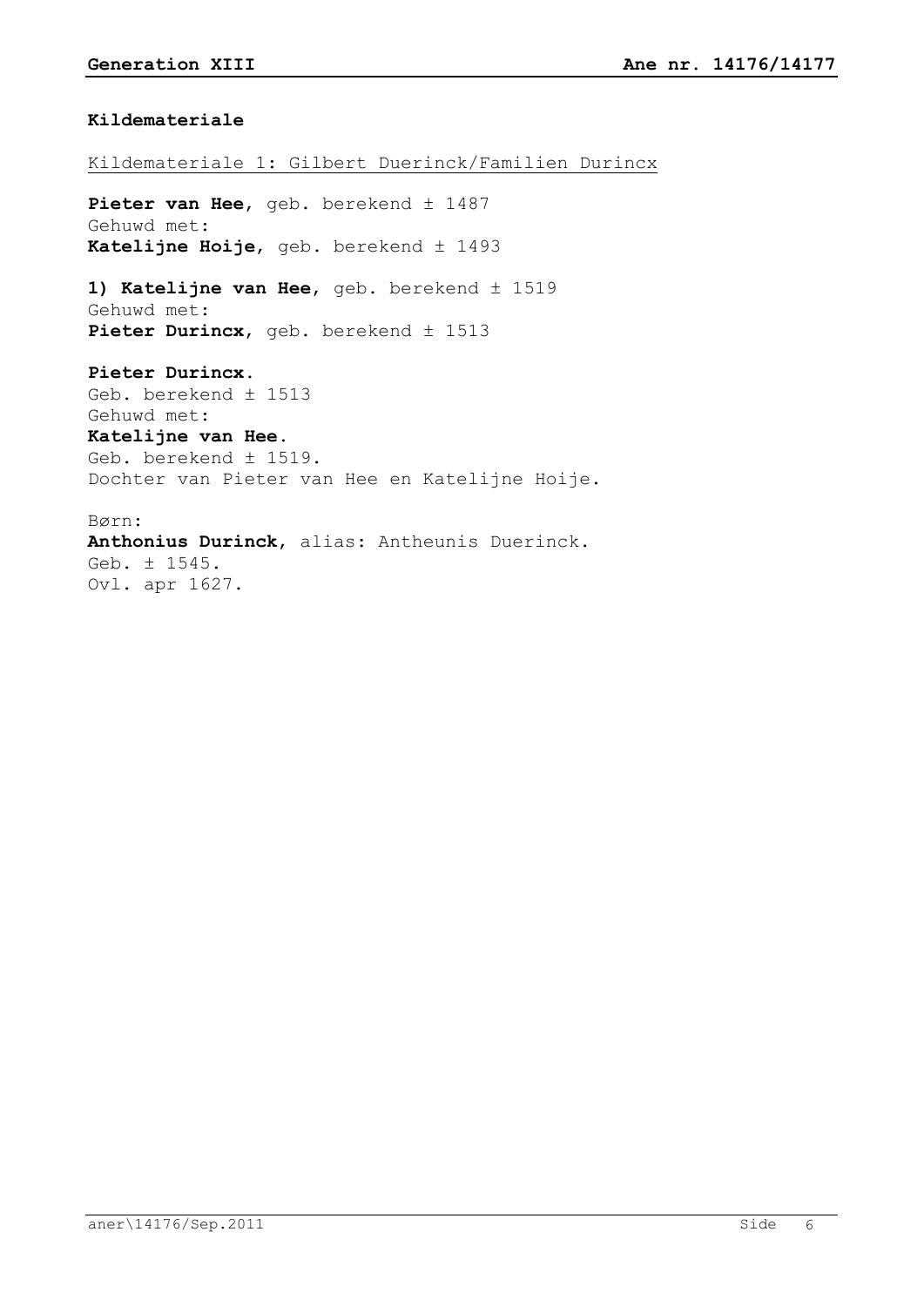**Kildemateriale**

Kildemateriale 1: Gilbert Duerinck/Familien Durincx

**Pieter van Hee**, geb. berekend ± 1487
Gehuwd met:
**Katelijne Hoije**, geb. berekend ± 1493

**1) Katelijne van Hee**, geb. berekend ± 1519
Gehuwd met:
**Pieter Durincx**, geb. berekend ± 1513

**Pieter Durincx.**
Geb. berekend ± 1513
Gehuwd met:
**Katelijne van Hee.**
Geb. berekend ± 1519.
Dochter van Pieter van Hee en Katelijne Hoije.

Børn:
**Anthonius Durinck**, alias: Antheunis Duerinck.
Geb. ± 1545.
Ovl. apr 1627.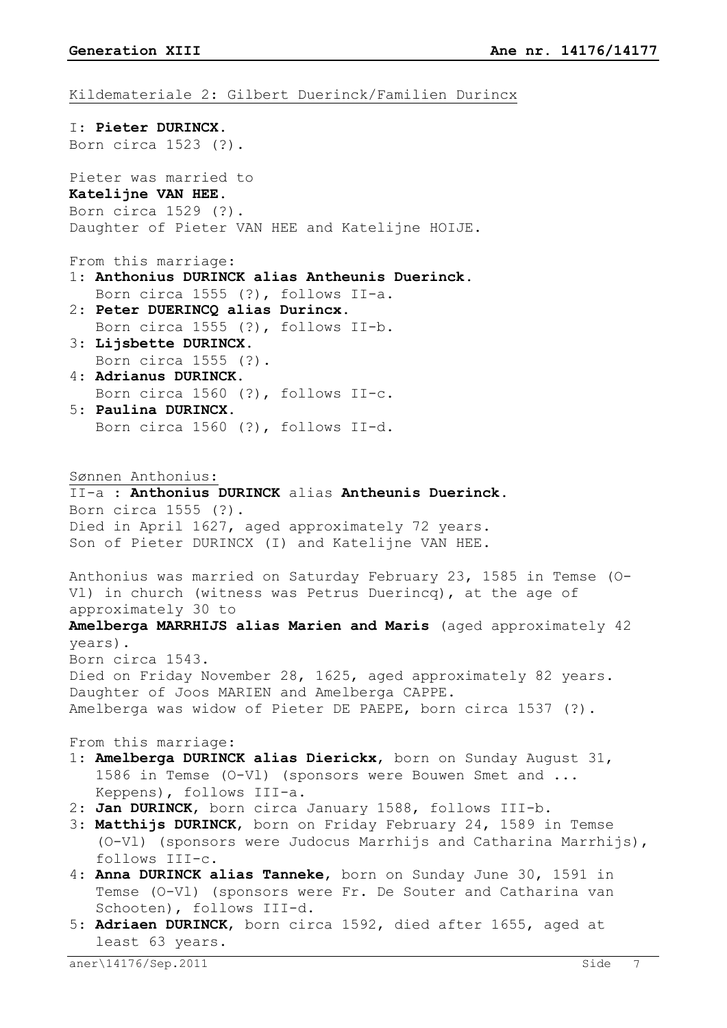Kildemateriale 2: Gilbert Duerinck/Familien Durincx

I: **Pieter DURINCX.**
Born circa 1523 (?).

Pieter was married to
**Katelijne VAN HEE.**
Born circa 1529 (?).
Daughter of Pieter VAN HEE and Katelijne HOIJE.

From this marriage:

1: **Anthonius DURINCK alias Antheunis Duerinck.**
   Born circa 1555 (?), follows II-a.
2: **Peter DUERINCQ alias Durincx.**
   Born circa 1555 (?), follows II-b.
3: **Lijsbette DURINCX.**
   Born circa 1555 (?).
4: **Adrianus DURINCK.**
   Born circa 1560 (?), follows II-c.
5: **Paulina DURINCX.**
   Born circa 1560 (?), follows II-d.

Sønnen Anthonius:

II-a : **Anthonius DURINCK** alias **Antheunis Duerinck.**
Born circa 1555 (?).
Died in April 1627, aged approximately 72 years.
Son of Pieter DURINCX (I) and Katelijne VAN HEE.

Anthonius was married on Saturday February 23, 1585 in Temse (O-Vl) in church (witness was Petrus Duerincq), at the age of approximately 30 to
**Amelberga MARRHIJS alias Marien and Maris** (aged approximately 42 years).
Born circa 1543.
Died on Friday November 28, 1625, aged approximately 82 years.
Daughter of Joos MARIEN and Amelberga CAPPE.
Amelberga was widow of Pieter DE PAEPE, born circa 1537 (?).

From this marriage:

1: **Amelberga DURINCK alias Dierickx**, born on Sunday August 31, 1586 in Temse (O-Vl) (sponsors were Bouwen Smet and ... Keppens), follows III-a.
2: **Jan DURINCK**, born circa January 1588, follows III-b.
3: **Matthijs DURINCK**, born on Friday February 24, 1589 in Temse (O-Vl) (sponsors were Judocus Marrhijs and Catharina Marrhijs), follows III-c.
4: **Anna DURINCK alias Tanneke**, born on Sunday June 30, 1591 in Temse (O-Vl) (sponsors were Fr. De Souter and Catharina van Schooten), follows III-d.
5: **Adriaen DURINCK**, born circa 1592, died after 1655, aged at least 63 years.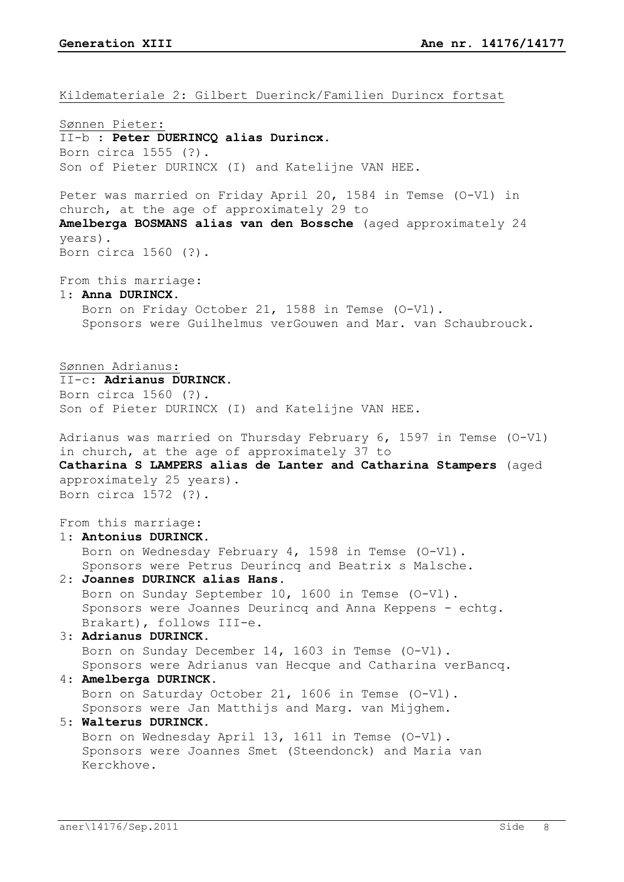Kildemateriale 2: Gilbert Duerinck/Familien Durincx fortsat

Sønnen Pieter:
II-b : **Peter DUERINCQ alias Durincx.**
Born circa 1555 (?).
Son of Pieter DURINCX (I) and Katelijne VAN HEE.

Peter was married on Friday April 20, 1584 in Temse (O-Vl) in church, at the age of approximately 29 to
**Amelberga BOSMANS alias van den Bossche** (aged approximately 24 years).
Born circa 1560 (?).

From this marriage:

1: **Anna DURINCX.**
   Born on Friday October 21, 1588 in Temse (O-Vl).
   Sponsors were Guilhelmus verGouwen and Mar. van Schaubrouck.

Sønnen Adrianus:
II-c: **Adrianus DURINCK.**
Born circa 1560 (?).
Son of Pieter DURINCX (I) and Katelijne VAN HEE.

Adrianus was married on Thursday February 6, 1597 in Temse (O-Vl) in church, at the age of approximately 37 to
**Catharina S LAMPERS alias de Lanter and Catharina Stampers** (aged approximately 25 years).
Born circa 1572 (?).

From this marriage:

1: **Antonius DURINCK.**
   Born on Wednesday February 4, 1598 in Temse (O-Vl).
   Sponsors were Petrus Deurincq and Beatrix s Malsche.
2: **Joannes DURINCK alias Hans.**
   Born on Sunday September 10, 1600 in Temse (O-Vl).
   Sponsors were Joannes Deurincq and Anna Keppens - echtg. Brakart), follows III-e.
3: **Adrianus DURINCK.**
   Born on Sunday December 14, 1603 in Temse (O-Vl).
   Sponsors were Adrianus van Hecque and Catharina verBancq.
4: **Amelberga DURINCK.**
   Born on Saturday October 21, 1606 in Temse (O-Vl).
   Sponsors were Jan Matthijs and Marg. van Mijghem.
5: **Walterus DURINCK.**
   Born on Wednesday April 13, 1611 in Temse (O-Vl).
   Sponsors were Joannes Smet (Steendonck) and Maria van Kerckhove.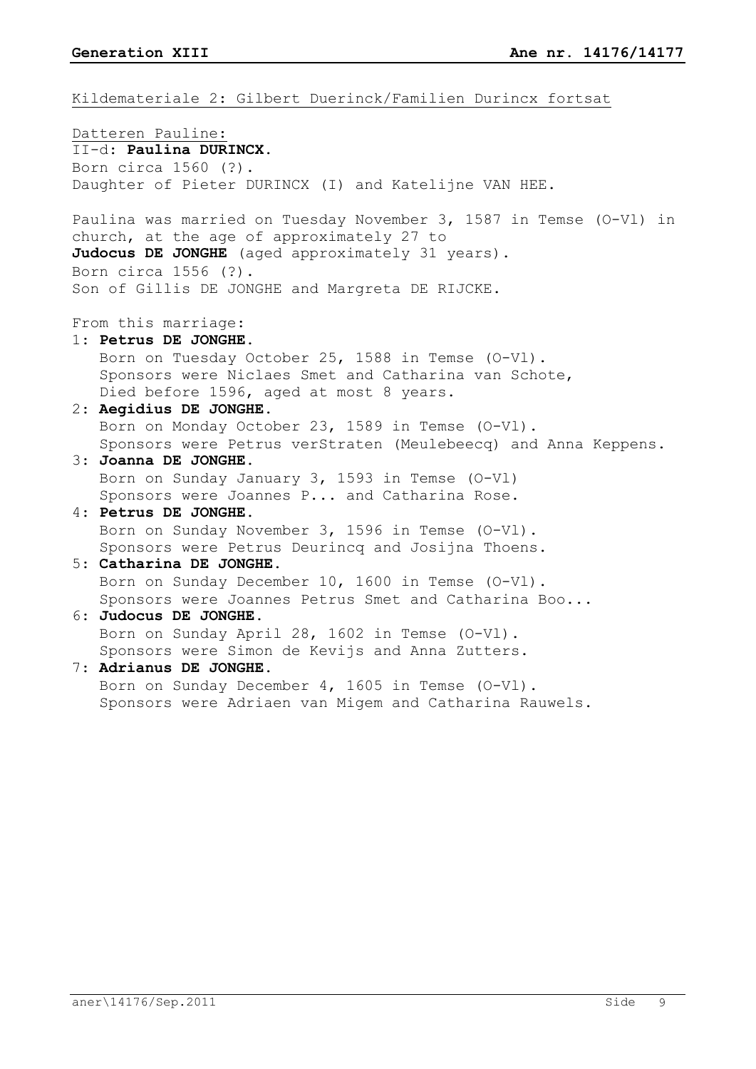Kildemateriale 2: Gilbert Duerinck/Familien Durincx fortsat

Datteren Pauline:

II-d: **Paulina DURINCX.**
Born circa 1560 (?).
Daughter of Pieter DURINCX (I) and Katelijne VAN HEE.

Paulina was married on Tuesday November 3, 1587 in Temse (O-Vl) in church, at the age of approximately 27 to
**Judocus DE JONGHE** (aged approximately 31 years).
Born circa 1556 (?).
Son of Gillis DE JONGHE and Margreta DE RIJCKE.

From this marriage:

1: **Petrus DE JONGHE.**
   Born on Tuesday October 25, 1588 in Temse (O-Vl).
   Sponsors were Niclaes Smet and Catharina van Schote,
   Died before 1596, aged at most 8 years.
2: **Aegidius DE JONGHE.**
   Born on Monday October 23, 1589 in Temse (O-Vl).
   Sponsors were Petrus verStraten (Meulebeecq) and Anna Keppens.
3: **Joanna DE JONGHE.**
   Born on Sunday January 3, 1593 in Temse (O-Vl)
   Sponsors were Joannes P... and Catharina Rose.
4: **Petrus DE JONGHE.**
   Born on Sunday November 3, 1596 in Temse (O-Vl).
   Sponsors were Petrus Deurincq and Josijna Thoens.
5: **Catharina DE JONGHE.**
   Born on Sunday December 10, 1600 in Temse (O-Vl).
   Sponsors were Joannes Petrus Smet and Catharina Boo...
6: **Judocus DE JONGHE.**
   Born on Sunday April 28, 1602 in Temse (O-Vl).
   Sponsors were Simon de Kevijs and Anna Zutters.
7: **Adrianus DE JONGHE.**
   Born on Sunday December 4, 1605 in Temse (O-Vl).
   Sponsors were Adriaen van Migem and Catharina Rauwels.